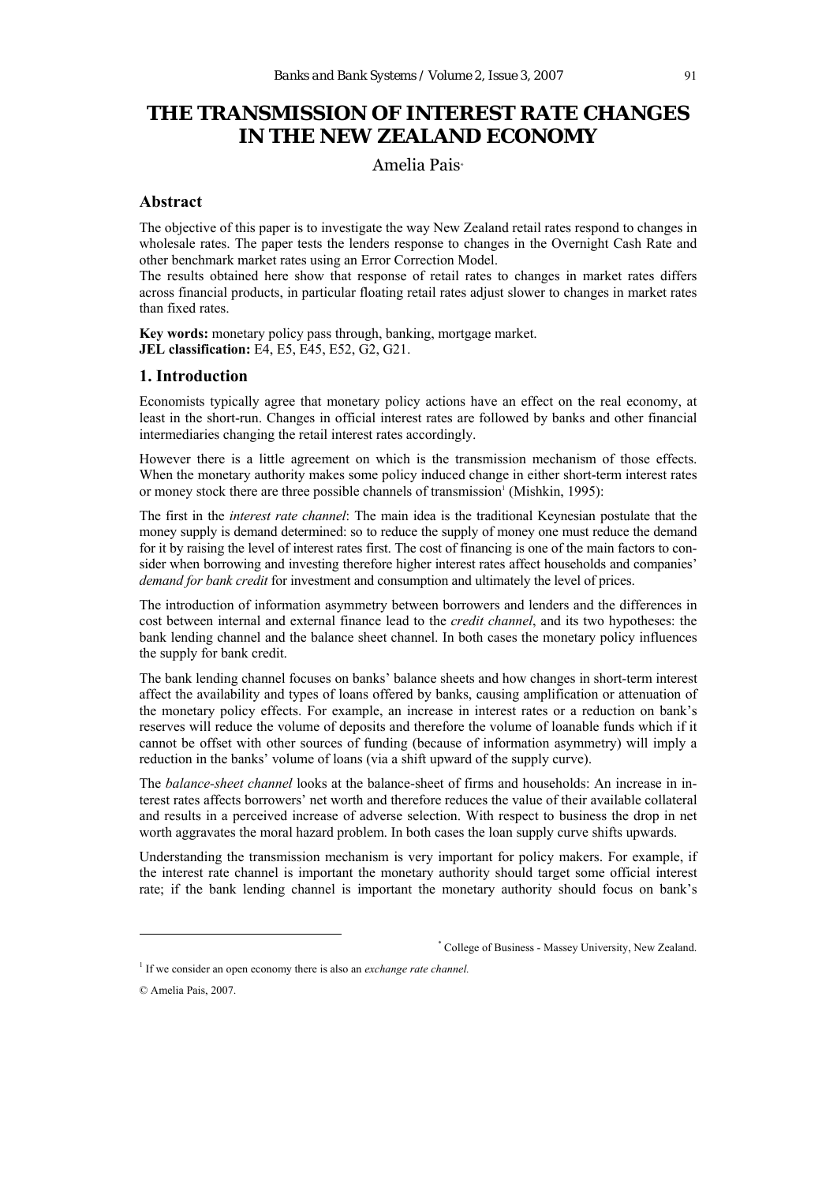# THE TRANSMISSION OF INTEREST RATE CHANGES IN THE NEW ZEALAND ECONOMY

Amelia Pais[*]

## Abstract

The objective of this paper is to investigate the way New Zealand retail rates respond to changes in wholesale rates. The paper tests the lenders response to changes in the Overnight Cash Rate and other benchmark market rates using an Error Correction Model.

The results obtained here show that response of retail rates to changes in market rates differs across financial products, in particular floating retail rates adjust slower to changes in market rates than fixed rates.

**Key words:** monetary policy pass through, banking, mortgage market.
**JEL classification:** E4, E5, E45, E52, G2, G21.

## 1. Introduction

Economists typically agree that monetary policy actions have an effect on the real economy, at least in the short-run. Changes in official interest rates are followed by banks and other financial intermediaries changing the retail interest rates accordingly.

However there is a little agreement on which is the transmission mechanism of those effects. When the monetary authority makes some policy induced change in either short-term interest rates or money stock there are three possible channels of transmission[1] (Mishkin, 1995):

The first in the *interest rate channel*: The main idea is the traditional Keynesian postulate that the money supply is demand determined: so to reduce the supply of money one must reduce the demand for it by raising the level of interest rates first. The cost of financing is one of the main factors to consider when borrowing and investing therefore higher interest rates affect households and companies' *demand for bank credit* for investment and consumption and ultimately the level of prices.

The introduction of information asymmetry between borrowers and lenders and the differences in cost between internal and external finance lead to the *credit channel*, and its two hypotheses: the bank lending channel and the balance sheet channel. In both cases the monetary policy influences the supply for bank credit.

The bank lending channel focuses on banks' balance sheets and how changes in short-term interest affect the availability and types of loans offered by banks, causing amplification or attenuation of the monetary policy effects. For example, an increase in interest rates or a reduction on bank's reserves will reduce the volume of deposits and therefore the volume of loanable funds which if it cannot be offset with other sources of funding (because of information asymmetry) will imply a reduction in the banks' volume of loans (via a shift upward of the supply curve).

The *balance-sheet channel* looks at the balance-sheet of firms and households: An increase in interest rates affects borrowers' net worth and therefore reduces the value of their available collateral and results in a perceived increase of adverse selection. With respect to business the drop in net worth aggravates the moral hazard problem. In both cases the loan supply curve shifts upwards.

Understanding the transmission mechanism is very important for policy makers. For example, if the interest rate channel is important the monetary authority should target some official interest rate; if the bank lending channel is important the monetary authority should focus on bank's

[*] College of Business - Massey University, New Zealand.

[1] If we consider an open economy there is also an *exchange rate channel.*

© Amelia Pais, 2007.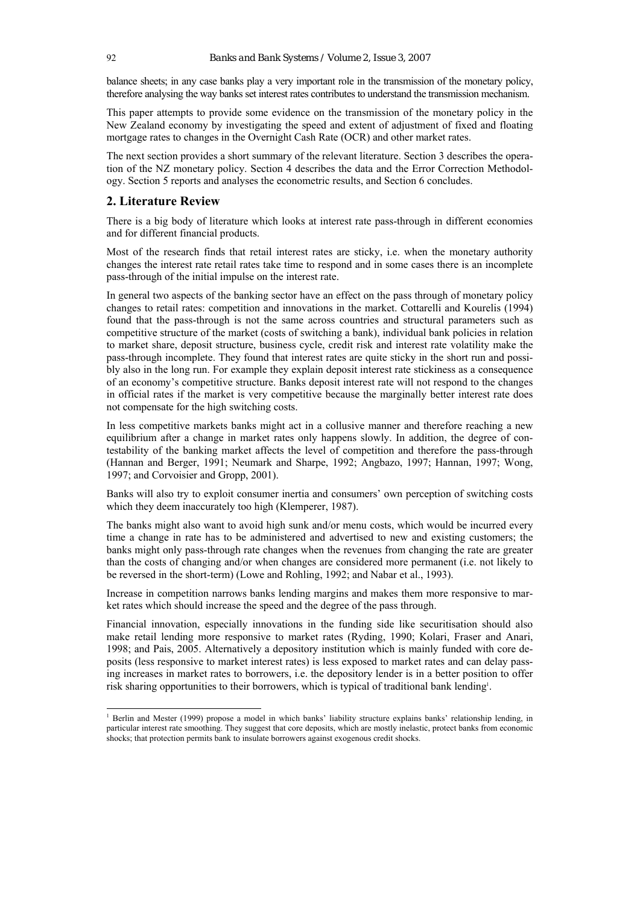balance sheets; in any case banks play a very important role in the transmission of the monetary policy, therefore analysing the way banks set interest rates contributes to understand the transmission mechanism.

This paper attempts to provide some evidence on the transmission of the monetary policy in the New Zealand economy by investigating the speed and extent of adjustment of fixed and floating mortgage rates to changes in the Overnight Cash Rate (OCR) and other market rates.

The next section provides a short summary of the relevant literature. Section 3 describes the operation of the NZ monetary policy. Section 4 describes the data and the Error Correction Methodology. Section 5 reports and analyses the econometric results, and Section 6 concludes.

## 2. Literature Review

There is a big body of literature which looks at interest rate pass-through in different economies and for different financial products.

Most of the research finds that retail interest rates are sticky, i.e. when the monetary authority changes the interest rate retail rates take time to respond and in some cases there is an incomplete pass-through of the initial impulse on the interest rate.

In general two aspects of the banking sector have an effect on the pass through of monetary policy changes to retail rates: competition and innovations in the market. Cottarelli and Kourelis (1994) found that the pass-through is not the same across countries and structural parameters such as competitive structure of the market (costs of switching a bank), individual bank policies in relation to market share, deposit structure, business cycle, credit risk and interest rate volatility make the pass-through incomplete. They found that interest rates are quite sticky in the short run and possibly also in the long run. For example they explain deposit interest rate stickiness as a consequence of an economy's competitive structure. Banks deposit interest rate will not respond to the changes in official rates if the market is very competitive because the marginally better interest rate does not compensate for the high switching costs.

In less competitive markets banks might act in a collusive manner and therefore reaching a new equilibrium after a change in market rates only happens slowly. In addition, the degree of contestability of the banking market affects the level of competition and therefore the pass-through (Hannan and Berger, 1991; Neumark and Sharpe, 1992; Angbazo, 1997; Hannan, 1997; Wong, 1997; and Corvoisier and Gropp, 2001).

Banks will also try to exploit consumer inertia and consumers' own perception of switching costs which they deem inaccurately too high (Klemperer, 1987).

The banks might also want to avoid high sunk and/or menu costs, which would be incurred every time a change in rate has to be administered and advertised to new and existing customers; the banks might only pass-through rate changes when the revenues from changing the rate are greater than the costs of changing and/or when changes are considered more permanent (i.e. not likely to be reversed in the short-term) (Lowe and Rohling, 1992; and Nabar et al., 1993).

Increase in competition narrows banks lending margins and makes them more responsive to market rates which should increase the speed and the degree of the pass through.

Financial innovation, especially innovations in the funding side like securitisation should also make retail lending more responsive to market rates (Ryding, 1990; Kolari, Fraser and Anari, 1998; and Pais, 2005. Alternatively a depository institution which is mainly funded with core deposits (less responsive to market interest rates) is less exposed to market rates and can delay passing increases in market rates to borrowers, i.e. the depository lender is in a better position to offer risk sharing opportunities to their borrowers, which is typical of traditional bank lending[1].

[1] Berlin and Mester (1999) propose a model in which banks' liability structure explains banks' relationship lending, in particular interest rate smoothing. They suggest that core deposits, which are mostly inelastic, protect banks from economic shocks; that protection permits bank to insulate borrowers against exogenous credit shocks.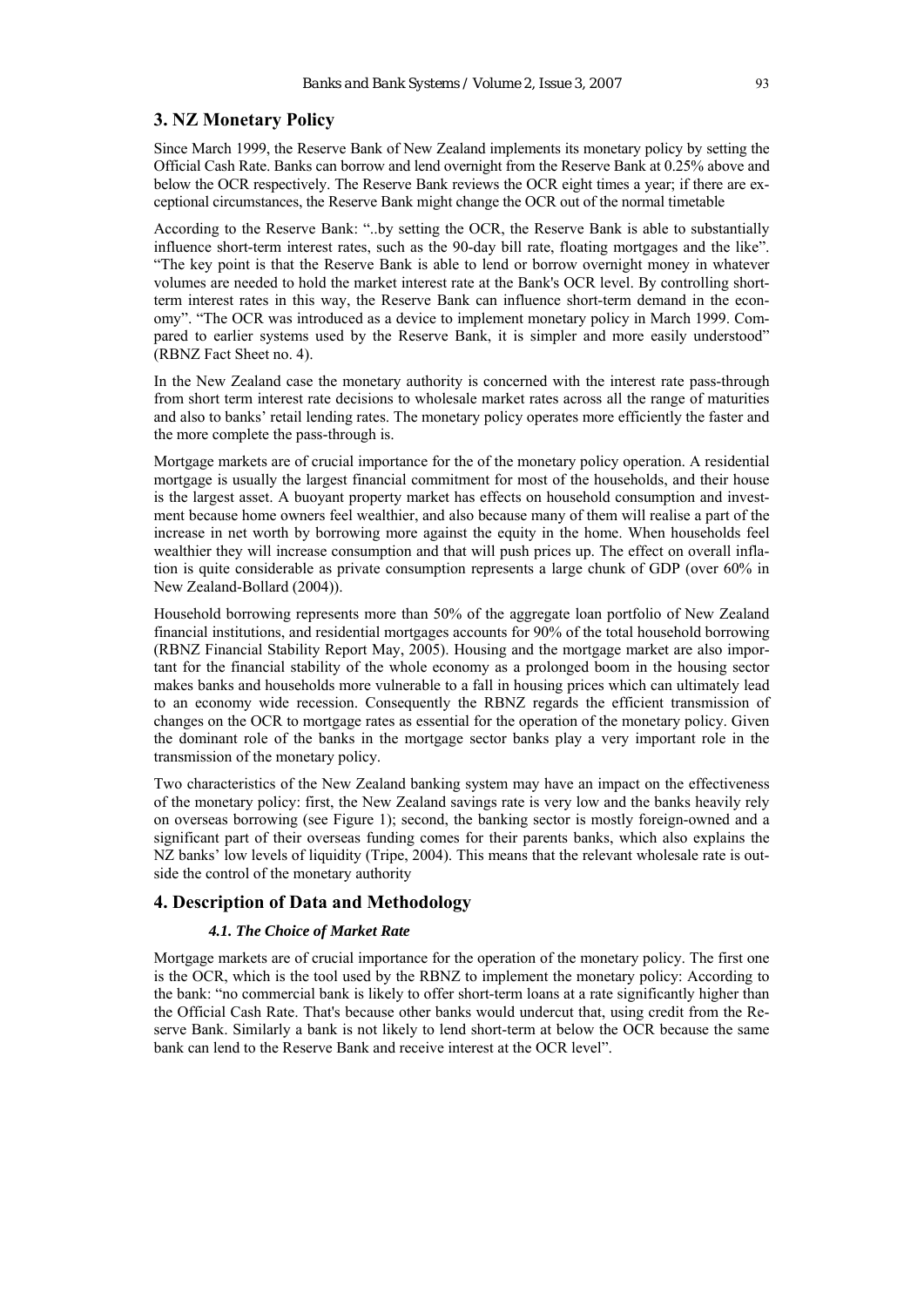## 3. NZ Monetary Policy

Since March 1999, the Reserve Bank of New Zealand implements its monetary policy by setting the Official Cash Rate. Banks can borrow and lend overnight from the Reserve Bank at 0.25% above and below the OCR respectively. The Reserve Bank reviews the OCR eight times a year; if there are exceptional circumstances, the Reserve Bank might change the OCR out of the normal timetable

According to the Reserve Bank: "..by setting the OCR, the Reserve Bank is able to substantially influence short-term interest rates, such as the 90-day bill rate, floating mortgages and the like". "The key point is that the Reserve Bank is able to lend or borrow overnight money in whatever volumes are needed to hold the market interest rate at the Bank's OCR level. By controlling short-term interest rates in this way, the Reserve Bank can influence short-term demand in the economy". "The OCR was introduced as a device to implement monetary policy in March 1999. Compared to earlier systems used by the Reserve Bank, it is simpler and more easily understood" (RBNZ Fact Sheet no. 4).

In the New Zealand case the monetary authority is concerned with the interest rate pass-through from short term interest rate decisions to wholesale market rates across all the range of maturities and also to banks' retail lending rates. The monetary policy operates more efficiently the faster and the more complete the pass-through is.

Mortgage markets are of crucial importance for the of the monetary policy operation. A residential mortgage is usually the largest financial commitment for most of the households, and their house is the largest asset. A buoyant property market has effects on household consumption and investment because home owners feel wealthier, and also because many of them will realise a part of the increase in net worth by borrowing more against the equity in the home. When households feel wealthier they will increase consumption and that will push prices up. The effect on overall inflation is quite considerable as private consumption represents a large chunk of GDP (over 60% in New Zealand-Bollard (2004)).

Household borrowing represents more than 50% of the aggregate loan portfolio of New Zealand financial institutions, and residential mortgages accounts for 90% of the total household borrowing (RBNZ Financial Stability Report May, 2005). Housing and the mortgage market are also important for the financial stability of the whole economy as a prolonged boom in the housing sector makes banks and households more vulnerable to a fall in housing prices which can ultimately lead to an economy wide recession. Consequently the RBNZ regards the efficient transmission of changes on the OCR to mortgage rates as essential for the operation of the monetary policy. Given the dominant role of the banks in the mortgage sector banks play a very important role in the transmission of the monetary policy.

Two characteristics of the New Zealand banking system may have an impact on the effectiveness of the monetary policy: first, the New Zealand savings rate is very low and the banks heavily rely on overseas borrowing (see Figure 1); second, the banking sector is mostly foreign-owned and a significant part of their overseas funding comes for their parents banks, which also explains the NZ banks' low levels of liquidity (Tripe, 2004). This means that the relevant wholesale rate is outside the control of the monetary authority

## 4. Description of Data and Methodology

### *4.1. The Choice of Market Rate*

Mortgage markets are of crucial importance for the operation of the monetary policy. The first one is the OCR, which is the tool used by the RBNZ to implement the monetary policy: According to the bank: "no commercial bank is likely to offer short-term loans at a rate significantly higher than the Official Cash Rate. That's because other banks would undercut that, using credit from the Reserve Bank. Similarly a bank is not likely to lend short-term at below the OCR because the same bank can lend to the Reserve Bank and receive interest at the OCR level".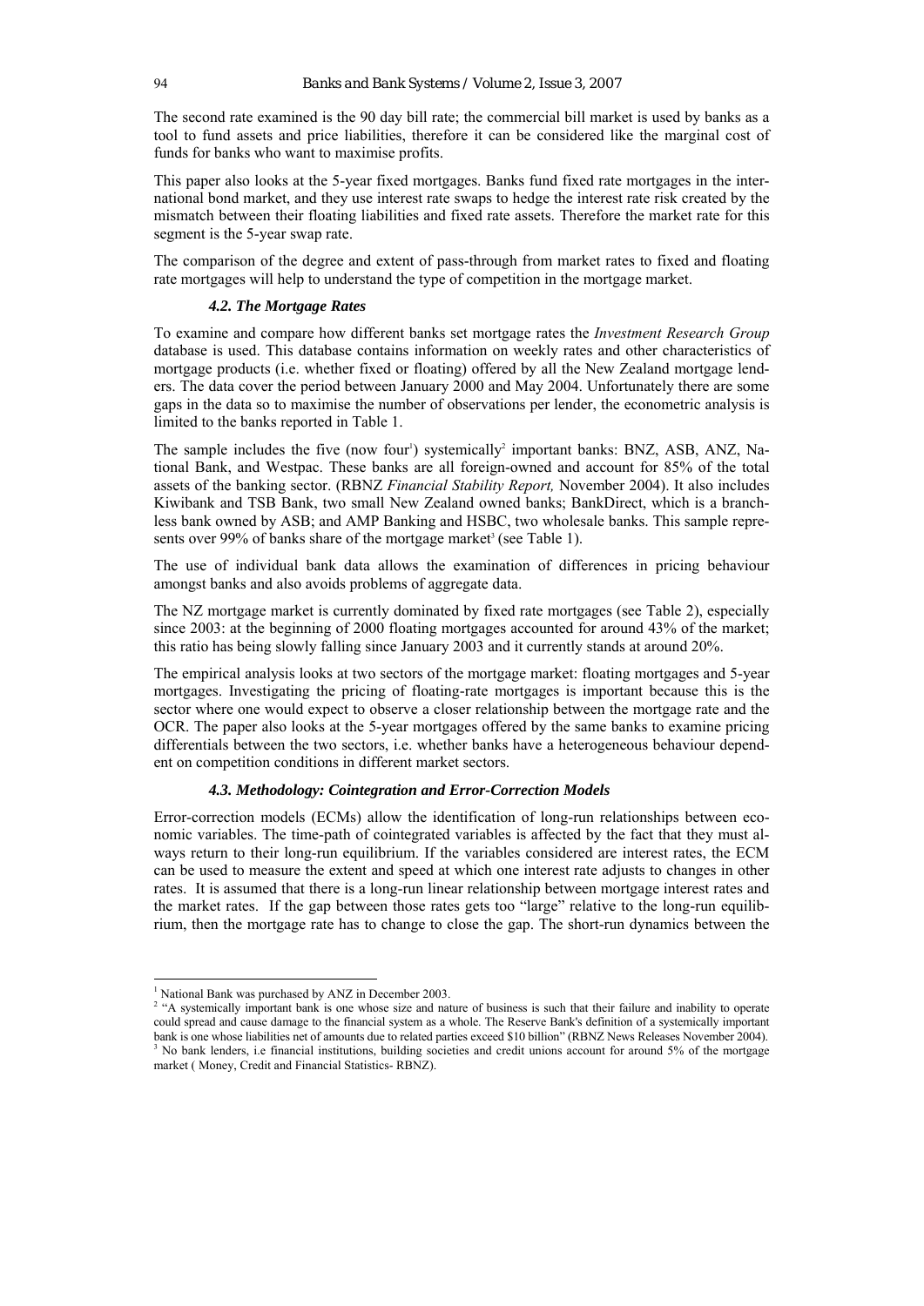The second rate examined is the 90 day bill rate; the commercial bill market is used by banks as a tool to fund assets and price liabilities, therefore it can be considered like the marginal cost of funds for banks who want to maximise profits.

This paper also looks at the 5-year fixed mortgages. Banks fund fixed rate mortgages in the international bond market, and they use interest rate swaps to hedge the interest rate risk created by the mismatch between their floating liabilities and fixed rate assets. Therefore the market rate for this segment is the 5-year swap rate.

The comparison of the degree and extent of pass-through from market rates to fixed and floating rate mortgages will help to understand the type of competition in the mortgage market.

#### *4.2. The Mortgage Rates*

To examine and compare how different banks set mortgage rates the *Investment Research Group* database is used. This database contains information on weekly rates and other characteristics of mortgage products (i.e. whether fixed or floating) offered by all the New Zealand mortgage lenders. The data cover the period between January 2000 and May 2004. Unfortunately there are some gaps in the data so to maximise the number of observations per lender, the econometric analysis is limited to the banks reported in Table 1.

The sample includes the five (now four[1]) systemically[2] important banks: BNZ, ASB, ANZ, National Bank, and Westpac. These banks are all foreign-owned and account for 85% of the total assets of the banking sector. (RBNZ *Financial Stability Report,* November 2004). It also includes Kiwibank and TSB Bank, two small New Zealand owned banks; BankDirect, which is a branchless bank owned by ASB; and AMP Banking and HSBC, two wholesale banks. This sample represents over 99% of banks share of the mortgage market[3] (see Table 1).

The use of individual bank data allows the examination of differences in pricing behaviour amongst banks and also avoids problems of aggregate data.

The NZ mortgage market is currently dominated by fixed rate mortgages (see Table 2), especially since 2003: at the beginning of 2000 floating mortgages accounted for around 43% of the market; this ratio has being slowly falling since January 2003 and it currently stands at around 20%.

The empirical analysis looks at two sectors of the mortgage market: floating mortgages and 5-year mortgages. Investigating the pricing of floating-rate mortgages is important because this is the sector where one would expect to observe a closer relationship between the mortgage rate and the OCR. The paper also looks at the 5-year mortgages offered by the same banks to examine pricing differentials between the two sectors, i.e. whether banks have a heterogeneous behaviour dependent on competition conditions in different market sectors.

#### *4.3. Methodology: Cointegration and Error-Correction Models*

Error-correction models (ECMs) allow the identification of long-run relationships between economic variables. The time-path of cointegrated variables is affected by the fact that they must always return to their long-run equilibrium. If the variables considered are interest rates, the ECM can be used to measure the extent and speed at which one interest rate adjusts to changes in other rates. It is assumed that there is a long-run linear relationship between mortgage interest rates and the market rates. If the gap between those rates gets too "large" relative to the long-run equilibrium, then the mortgage rate has to change to close the gap. The short-run dynamics between the

---

[1] National Bank was purchased by ANZ in December 2003.

[2] "A systemically important bank is one whose size and nature of business is such that their failure and inability to operate could spread and cause damage to the financial system as a whole. The Reserve Bank's definition of a systemically important bank is one whose liabilities net of amounts due to related parties exceed $10 billion" (RBNZ News Releases November 2004).

[3] No bank lenders, i.e financial institutions, building societies and credit unions account for around 5% of the mortgage market ( Money, Credit and Financial Statistics- RBNZ).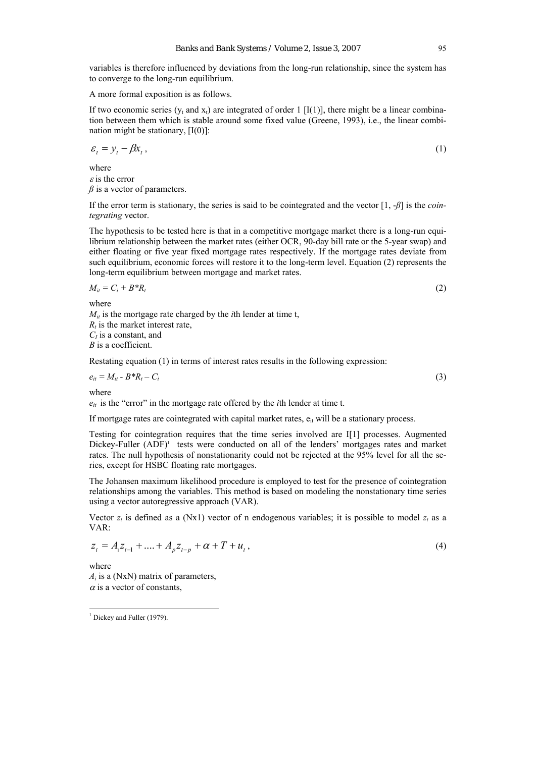variables is therefore influenced by deviations from the long-run relationship, since the system has to converge to the long-run equilibrium.

A more formal exposition is as follows.

If two economic series ($y_t$ and $x_t$) are integrated of order 1 [I(1)], there might be a linear combination between them which is stable around some fixed value (Greene, 1993), i.e., the linear combination might be stationary, [I(0)]:

$$\varepsilon_t = y_t - \beta x_t, \tag{1}$$

where
$\varepsilon$ is the error
$\beta$ is a vector of parameters.

If the error term is stationary, the series is said to be cointegrated and the vector [1, -$\beta$] is the *cointegrating* vector.

The hypothesis to be tested here is that in a competitive mortgage market there is a long-run equilibrium relationship between the market rates (either OCR, 90-day bill rate or the 5-year swap) and either floating or five year fixed mortgage rates respectively. If the mortgage rates deviate from such equilibrium, economic forces will restore it to the long-term level. Equation (2) represents the long-term equilibrium between mortgage and market rates.

$$M_{it} = C_i + B*R_t \tag{2}$$

where
$M_{it}$ is the mortgage rate charged by the *i*th lender at time t,
$R_t$ is the market interest rate,
$C_I$ is a constant, and
$B$ is a coefficient.

Restating equation (1) in terms of interest rates results in the following expression:

$$e_{it} = M_{it} - B*R_t - C_i \tag{3}$$

where
$e_{it}$ is the "error" in the mortgage rate offered by the *i*th lender at time t.

If mortgage rates are cointegrated with capital market rates, $e_{it}$ will be a stationary process.

Testing for cointegration requires that the time series involved are I[1] processes. Augmented Dickey-Fuller (ADF)[1] tests were conducted on all of the lenders' mortgages rates and market rates. The null hypothesis of nonstationarity could not be rejected at the 95% level for all the series, except for HSBC floating rate mortgages.

The Johansen maximum likelihood procedure is employed to test for the presence of cointegration relationships among the variables. This method is based on modeling the nonstationary time series using a vector autoregressive approach (VAR).

Vector $z_t$ is defined as a (Nx1) vector of n endogenous variables; it is possible to model $z_t$ as a VAR:

$$z_t = A_1 z_{t-1} + .... + A_p z_{t-p} + \alpha + T + u_t, \tag{4}$$

where
$A_i$ is a (NxN) matrix of parameters,
$\alpha$ is a vector of constants,

[1] Dickey and Fuller (1979).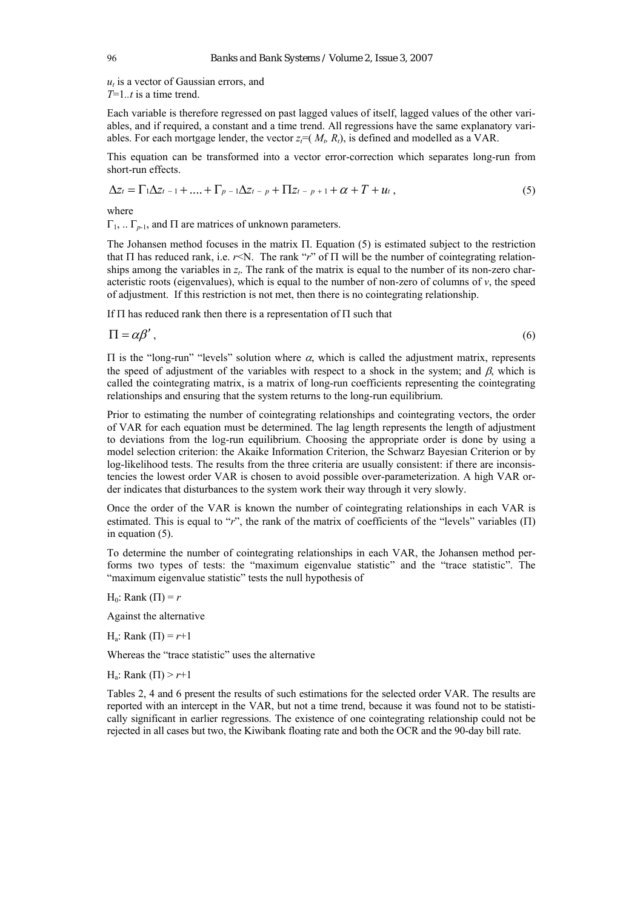$u_t$ is a vector of Gaussian errors, and
$T$=1..$t$ is a time trend.

Each variable is therefore regressed on past lagged values of itself, lagged values of the other variables, and if required, a constant and a time trend. All regressions have the same explanatory variables. For each mortgage lender, the vector $z_t$=( $M_t$, $R_t$), is defined and modelled as a VAR.

This equation can be transformed into a vector error-correction which separates long-run from short-run effects.

$$\Delta z_t = \Gamma_1 \Delta z_{t-1} + .... + \Gamma_{p-1} \Delta z_{t-p} + \Pi z_{t-p+1} + \alpha + T + u_t \, , \tag{5}$$

where

$\Gamma_1$, .. $\Gamma_{p-1}$, and $\Pi$ are matrices of unknown parameters.

The Johansen method focuses in the matrix $\Pi$. Equation (5) is estimated subject to the restriction that $\Pi$ has reduced rank, i.e. $r$<N. The rank "$r$" of $\Pi$ will be the number of cointegrating relationships among the variables in $z_t$. The rank of the matrix is equal to the number of its non-zero characteristic roots (eigenvalues), which is equal to the number of non-zero of columns of $v$, the speed of adjustment. If this restriction is not met, then there is no cointegrating relationship.

If $\Pi$ has reduced rank then there is a representation of $\Pi$ such that

$$\Pi = \alpha \beta' \, , \tag{6}$$

$\Pi$ is the "long-run" "levels" solution where $\alpha$, which is called the adjustment matrix, represents the speed of adjustment of the variables with respect to a shock in the system; and $\beta$, which is called the cointegrating matrix, is a matrix of long-run coefficients representing the cointegrating relationships and ensuring that the system returns to the long-run equilibrium.

Prior to estimating the number of cointegrating relationships and cointegrating vectors, the order of VAR for each equation must be determined. The lag length represents the length of adjustment to deviations from the log-run equilibrium. Choosing the appropriate order is done by using a model selection criterion: the Akaike Information Criterion, the Schwarz Bayesian Criterion or by log-likelihood tests. The results from the three criteria are usually consistent: if there are inconsistencies the lowest order VAR is chosen to avoid possible over-parameterization. A high VAR order indicates that disturbances to the system work their way through it very slowly.

Once the order of the VAR is known the number of cointegrating relationships in each VAR is estimated. This is equal to "$r$", the rank of the matrix of coefficients of the "levels" variables ($\Pi$) in equation (5).

To determine the number of cointegrating relationships in each VAR, the Johansen method performs two types of tests: the "maximum eigenvalue statistic" and the "trace statistic". The "maximum eigenvalue statistic" tests the null hypothesis of

$H_0$: Rank ($\Pi$) = $r$

Against the alternative

$H_a$: Rank ($\Pi$) = $r$+1

Whereas the "trace statistic" uses the alternative

$H_a$: Rank ($\Pi$) > $r$+1

Tables 2, 4 and 6 present the results of such estimations for the selected order VAR. The results are reported with an intercept in the VAR, but not a time trend, because it was found not to be statistically significant in earlier regressions. The existence of one cointegrating relationship could not be rejected in all cases but two, the Kiwibank floating rate and both the OCR and the 90-day bill rate.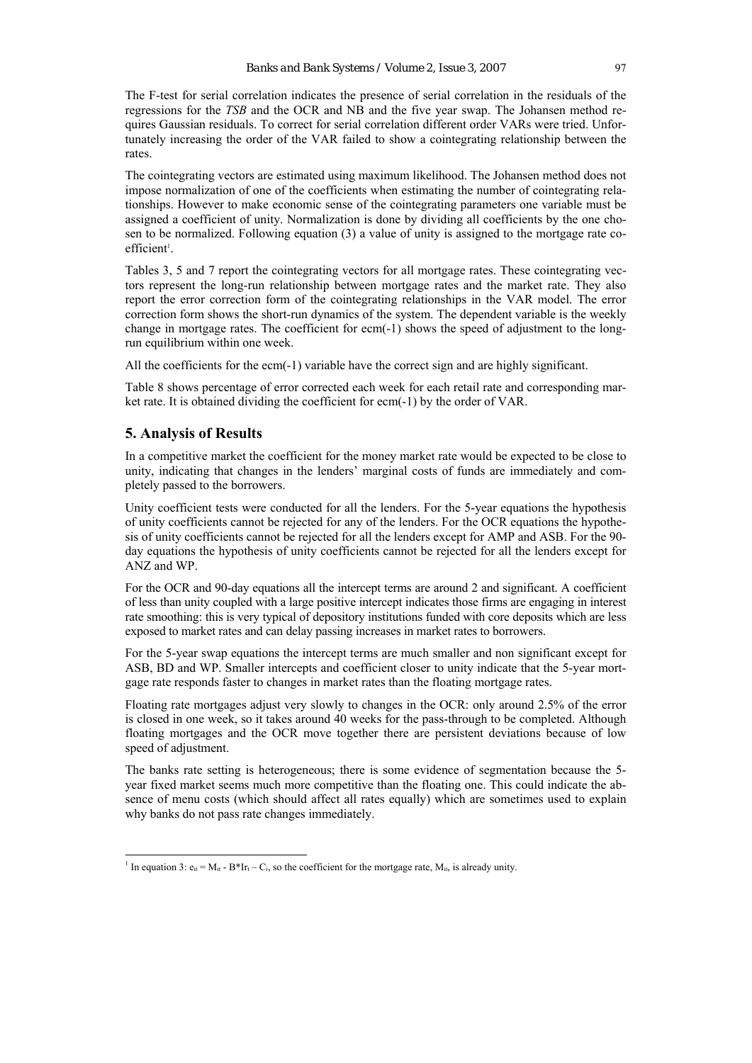The F-test for serial correlation indicates the presence of serial correlation in the residuals of the regressions for the *TSB* and the OCR and NB and the five year swap. The Johansen method requires Gaussian residuals. To correct for serial correlation different order VARs were tried. Unfortunately increasing the order of the VAR failed to show a cointegrating relationship between the rates.

The cointegrating vectors are estimated using maximum likelihood. The Johansen method does not impose normalization of one of the coefficients when estimating the number of cointegrating relationships. However to make economic sense of the cointegrating parameters one variable must be assigned a coefficient of unity. Normalization is done by dividing all coefficients by the one chosen to be normalized. Following equation (3) a value of unity is assigned to the mortgage rate coefficient[1].

Tables 3, 5 and 7 report the cointegrating vectors for all mortgage rates. These cointegrating vectors represent the long-run relationship between mortgage rates and the market rate. They also report the error correction form of the cointegrating relationships in the VAR model. The error correction form shows the short-run dynamics of the system. The dependent variable is the weekly change in mortgage rates. The coefficient for ecm(-1) shows the speed of adjustment to the long-run equilibrium within one week.

All the coefficients for the ecm(-1) variable have the correct sign and are highly significant.

Table 8 shows percentage of error corrected each week for each retail rate and corresponding market rate. It is obtained dividing the coefficient for ecm(-1) by the order of VAR.

## 5. Analysis of Results

In a competitive market the coefficient for the money market rate would be expected to be close to unity, indicating that changes in the lenders' marginal costs of funds are immediately and completely passed to the borrowers.

Unity coefficient tests were conducted for all the lenders. For the 5-year equations the hypothesis of unity coefficients cannot be rejected for any of the lenders. For the OCR equations the hypothesis of unity coefficients cannot be rejected for all the lenders except for AMP and ASB. For the 90-day equations the hypothesis of unity coefficients cannot be rejected for all the lenders except for ANZ and WP.

For the OCR and 90-day equations all the intercept terms are around 2 and significant. A coefficient of less than unity coupled with a large positive intercept indicates those firms are engaging in interest rate smoothing: this is very typical of depository institutions funded with core deposits which are less exposed to market rates and can delay passing increases in market rates to borrowers.

For the 5-year swap equations the intercept terms are much smaller and non significant except for ASB, BD and WP. Smaller intercepts and coefficient closer to unity indicate that the 5-year mortgage rate responds faster to changes in market rates than the floating mortgage rates.

Floating rate mortgages adjust very slowly to changes in the OCR: only around 2.5% of the error is closed in one week, so it takes around 40 weeks for the pass-through to be completed. Although floating mortgages and the OCR move together there are persistent deviations because of low speed of adjustment.

The banks rate setting is heterogeneous; there is some evidence of segmentation because the 5-year fixed market seems much more competitive than the floating one. This could indicate the absence of menu costs (which should affect all rates equally) which are sometimes used to explain why banks do not pass rate changes immediately.

---

[1] In equation 3: $e_{it} = M_{it} - B^*Ir_t - C_i$, so the coefficient for the mortgage rate, $M_{it}$, is already unity.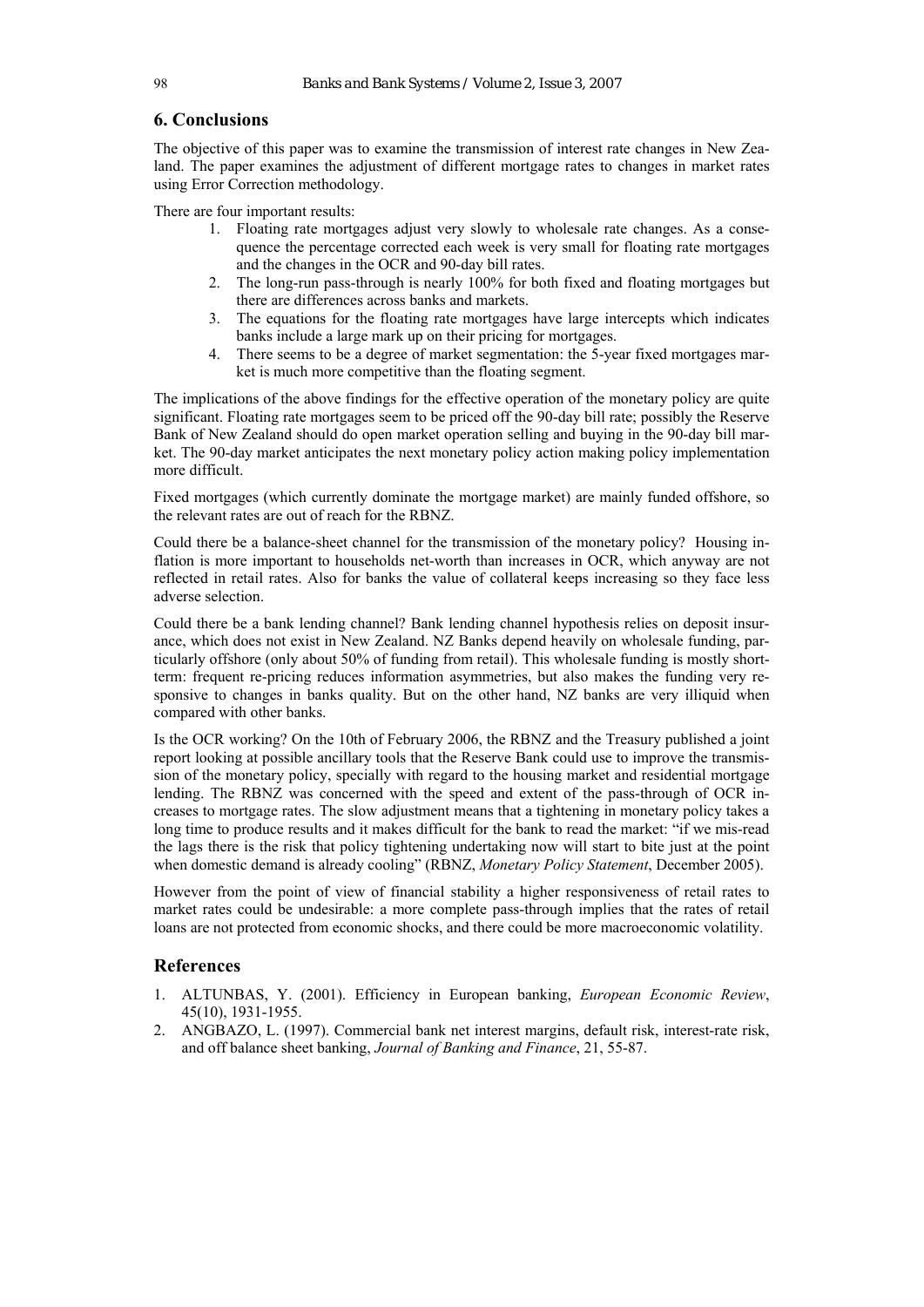## 6. Conclusions

The objective of this paper was to examine the transmission of interest rate changes in New Zealand. The paper examines the adjustment of different mortgage rates to changes in market rates using Error Correction methodology.

There are four important results:

1. Floating rate mortgages adjust very slowly to wholesale rate changes. As a consequence the percentage corrected each week is very small for floating rate mortgages and the changes in the OCR and 90-day bill rates.
2. The long-run pass-through is nearly 100% for both fixed and floating mortgages but there are differences across banks and markets.
3. The equations for the floating rate mortgages have large intercepts which indicates banks include a large mark up on their pricing for mortgages.
4. There seems to be a degree of market segmentation: the 5-year fixed mortgages market is much more competitive than the floating segment.

The implications of the above findings for the effective operation of the monetary policy are quite significant. Floating rate mortgages seem to be priced off the 90-day bill rate; possibly the Reserve Bank of New Zealand should do open market operation selling and buying in the 90-day bill market. The 90-day market anticipates the next monetary policy action making policy implementation more difficult.

Fixed mortgages (which currently dominate the mortgage market) are mainly funded offshore, so the relevant rates are out of reach for the RBNZ.

Could there be a balance-sheet channel for the transmission of the monetary policy? Housing inflation is more important to households net-worth than increases in OCR, which anyway are not reflected in retail rates. Also for banks the value of collateral keeps increasing so they face less adverse selection.

Could there be a bank lending channel? Bank lending channel hypothesis relies on deposit insurance, which does not exist in New Zealand. NZ Banks depend heavily on wholesale funding, particularly offshore (only about 50% of funding from retail). This wholesale funding is mostly short-term: frequent re-pricing reduces information asymmetries, but also makes the funding very responsive to changes in banks quality. But on the other hand, NZ banks are very illiquid when compared with other banks.

Is the OCR working? On the 10th of February 2006, the RBNZ and the Treasury published a joint report looking at possible ancillary tools that the Reserve Bank could use to improve the transmission of the monetary policy, specially with regard to the housing market and residential mortgage lending. The RBNZ was concerned with the speed and extent of the pass-through of OCR increases to mortgage rates. The slow adjustment means that a tightening in monetary policy takes a long time to produce results and it makes difficult for the bank to read the market: "if we mis-read the lags there is the risk that policy tightening undertaking now will start to bite just at the point when domestic demand is already cooling" (RBNZ, *Monetary Policy Statement*, December 2005).

However from the point of view of financial stability a higher responsiveness of retail rates to market rates could be undesirable: a more complete pass-through implies that the rates of retail loans are not protected from economic shocks, and there could be more macroeconomic volatility.

## References

1. ALTUNBAS, Y. (2001). Efficiency in European banking, *European Economic Review*, 45(10), 1931-1955.
2. ANGBAZO, L. (1997). Commercial bank net interest margins, default risk, interest-rate risk, and off balance sheet banking, *Journal of Banking and Finance*, 21, 55-87.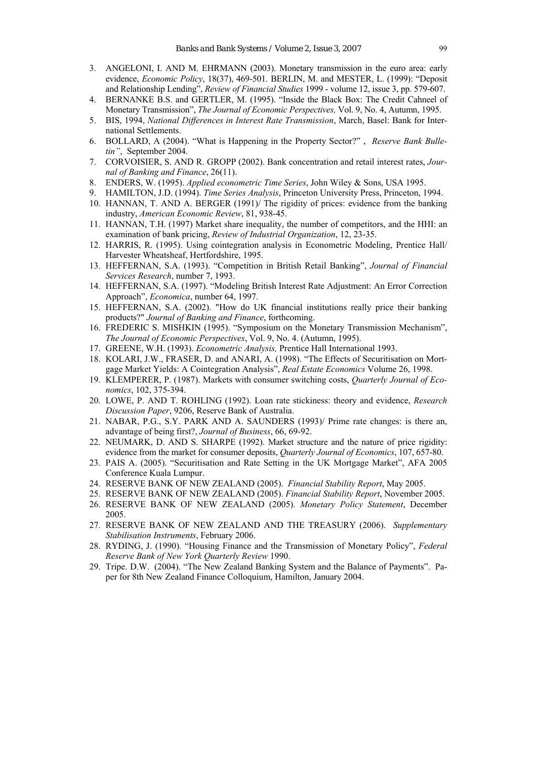3. ANGELONI, I. AND M. EHRMANN (2003). Monetary transmission in the euro area: early evidence, *Economic Policy*, 18(37), 469-501. BERLIN, M. and MESTER, L. (1999): "Deposit and Relationship Lending", *Review of Financial Studies* 1999 - volume 12, issue 3, pp. 579-607.
4. BERNANKE B.S. and GERTLER, M. (1995). "Inside the Black Box: The Credit Cahneel of Monetary Transmission", *The Journal of Economic Perspectives,* Vol. 9, No. 4, Autumn, 1995.
5. BIS, 1994, *National Differences in Interest Rate Transmission*, March, Basel: Bank for International Settlements.
6. BOLLARD, A (2004). "What is Happening in the Property Sector?" , *Reserve Bank Bulletin"*, September 2004.
7. CORVOISIER, S. AND R. GROPP (2002). Bank concentration and retail interest rates, *Journal of Banking and Finance*, 26(11).
8. ENDERS, W. (1995). *Applied econometric Time Series*, John Wiley & Sons, USA 1995.
9. HAMILTON, J.D. (1994). *Time Series Analysis*, Princeton University Press, Princeton, 1994.
10. HANNAN, T. AND A. BERGER (1991)/ The rigidity of prices: evidence from the banking industry, *American Economic Review*, 81, 938-45.
11. HANNAN, T.H. (1997) Market share inequality, the number of competitors, and the HHI: an examination of bank pricing, *Review of Industrial Organization*, 12, 23-35.
12. HARRIS, R. (1995). Using cointegration analysis in Econometric Modeling, Prentice Hall/ Harvester Wheatsheaf, Hertfordshire, 1995.
13. HEFFERNAN, S.A. (1993). "Competition in British Retail Banking", *Journal of Financial Services Research*, number 7, 1993.
14. HEFFERNAN, S.A. (1997). "Modeling British Interest Rate Adjustment: An Error Correction Approach", *Economica*, number 64, 1997.
15. HEFFERNAN, S.A. (2002). "How do UK financial institutions really price their banking products?" *Journal of Banking and Finance*, forthcoming.
16. FREDERIC S. MISHKIN (1995). "Symposium on the Monetary Transmission Mechanism", *The Journal of Economic Perspectives*, Vol. 9, No. 4. (Autumn, 1995).
17. GREENE, W.H. (1993). *Econometric Analysis,* Prentice Hall International 1993.
18. KOLARI, J.W., FRASER, D. and ANARI, A. (1998). "The Effects of Securitisation on Mortgage Market Yields: A Cointegration Analysis", *Real Estate Economics* Volume 26, 1998.
19. KLEMPERER, P. (1987). Markets with consumer switching costs, *Quarterly Journal of Economics*, 102, 375-394.
20. LOWE, P. AND T. ROHLING (1992). Loan rate stickiness: theory and evidence, *Research Discussion Paper*, 9206, Reserve Bank of Australia.
21. NABAR, P.G., S.Y. PARK AND A. SAUNDERS (1993)/ Prime rate changes: is there an, advantage of being first?, *Journal of Business*, 66, 69-92.
22. NEUMARK, D. AND S. SHARPE (1992). Market structure and the nature of price rigidity: evidence from the market for consumer deposits, *Quarterly Journal of Economics*, 107, 657-80.
23. PAIS A. (2005). "Securitisation and Rate Setting in the UK Mortgage Market", AFA 2005 Conference Kuala Lumpur.
24. RESERVE BANK OF NEW ZEALAND (2005). *Financial Stability Report*, May 2005.
25. RESERVE BANK OF NEW ZEALAND (2005). *Financial Stability Report*, November 2005.
26. RESERVE BANK OF NEW ZEALAND (2005). *Monetary Policy Statement*, December 2005.
27. RESERVE BANK OF NEW ZEALAND AND THE TREASURY (2006). *Supplementary Stabilisation Instruments*, February 2006.
28. RYDING, J. (1990). "Housing Finance and the Transmission of Monetary Policy", *Federal Reserve Bank of New York Quarterly Review* 1990.
29. Tripe. D.W. (2004). "The New Zealand Banking System and the Balance of Payments". Paper for 8th New Zealand Finance Colloquium, Hamilton, January 2004.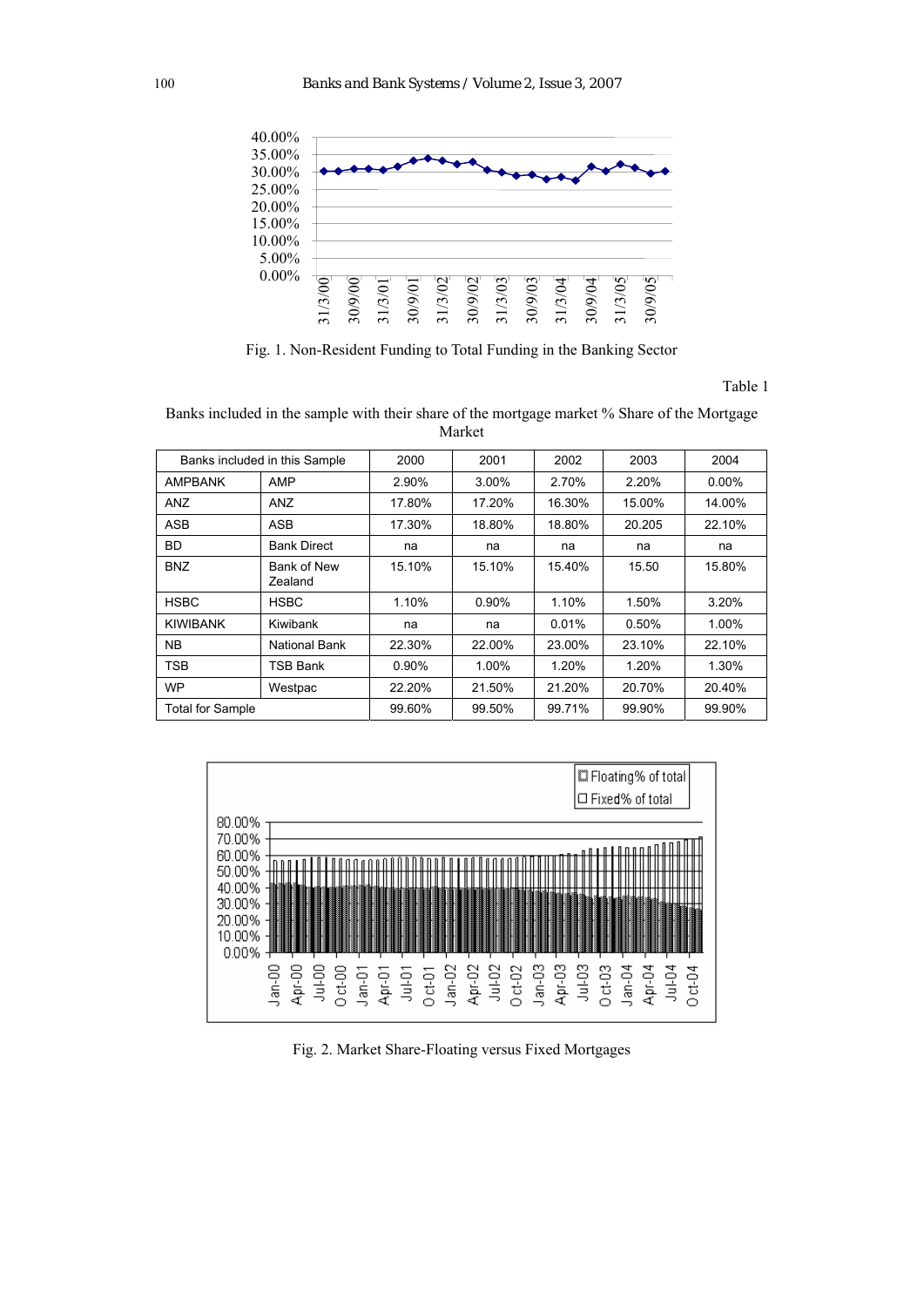Fig. 1. Non-Resident Funding to Total Funding in the Banking Sector

Table 1

Banks included in the sample with their share of the mortgage market % Share of the Mortgage Market

| Banks included in this Sample | | 2000 | 2001 | 2002 | 2003 | 2004 |
|---|---|---|---|---|---|---|
| AMPBANK | AMP | 2.90% | 3.00% | 2.70% | 2.20% | 0.00% |
| ANZ | ANZ | 17.80% | 17.20% | 16.30% | 15.00% | 14.00% |
| ASB | ASB | 17.30% | 18.80% | 18.80% | 20.205 | 22.10% |
| BD | Bank Direct | na | na | na | na | na |
| BNZ | Bank of New Zealand | 15.10% | 15.10% | 15.40% | 15.50 | 15.80% |
| HSBC | HSBC | 1.10% | 0.90% | 1.10% | 1.50% | 3.20% |
| KIWIBANK | Kiwibank | na | na | 0.01% | 0.50% | 1.00% |
| NB | National Bank | 22.30% | 22.00% | 23.00% | 23.10% | 22.10% |
| TSB | TSB Bank | 0.90% | 1.00% | 1.20% | 1.20% | 1.30% |
| WP | Westpac | 22.20% | 21.50% | 21.20% | 20.70% | 20.40% |
| Total for Sample | | 99.60% | 99.50% | 99.71% | 99.90% | 99.90% |

Fig. 2. Market Share-Floating versus Fixed Mortgages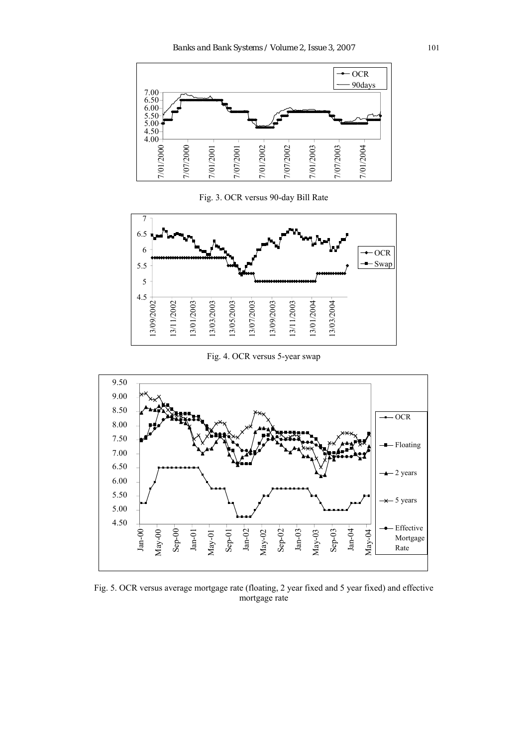Fig. 3. OCR versus 90-day Bill Rate

Fig. 4. OCR versus 5-year swap

Fig. 5. OCR versus average mortgage rate (floating, 2 year fixed and 5 year fixed) and effective mortgage rate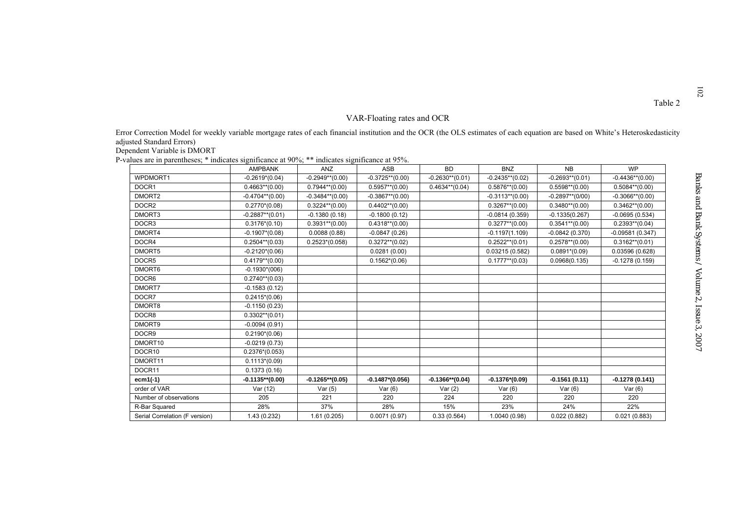Table 2

## VAR-Floating rates and OCR

Error Correction Model for weekly variable mortgage rates of each financial institution and the OCR (the OLS estimates of each equation are based on White's Heteroskedasticity adjusted Standard Errors)

Dependent Variable is DMORT

P-values are in parentheses; * indicates significance at 90%; ** indicates significance at 95%.

| | AMPBANK | ANZ | ASB | BD | BNZ | NB | WP |
|---|---|---|---|---|---|---|---|
| WPDMORT1 | -0.2619*(0.04) | -0.2949**(0.00) | -0.3725**(0.00) | -0.2630**(0.01) | -0.2435**(0.02) | -0.2693**(0.01) | -0.4436**(0.00) |
| DOCR1 | 0.4663**(0.00) | 0.7944**(0.00) | 0.5957**(0.00) | 0.4634**(0.04) | 0.5876**(0.00) | 0.5598**(0.00) | 0.5084**(0.00) |
| DMORT2 | -0.4704**(0.00) | -0.3484**(0.00) | -0.3867**(0.00) | | -0.3113**(0.00) | -0.2897**(0/00) | -0.3066**(0.00) |
| DOCR2 | 0.2770*(0.08) | 0.3224**(0.00) | 0.4402**(0.00) | | 0.3267**(0.00) | 0.3480**(0.00) | 0.3462**(0.00) |
| DMORT3 | -0.2887**(0.01) | -0.1380 (0.18) | -0.1800 (0.12) | | -0.0814 (0.359) | -0.1335(0.267) | -0.0695 (0.534) |
| DOCR3 | 0.3176*(0.10) | 0.3931**(0.00) | 0.4318**(0.00) | | 0.3277**(0.00) | 0.3541**(0.00) | 0.2393**(0.04) |
| DMORT4 | -0.1907*(0.08) | 0.0088 (0.88) | -0.0847 (0.26) | | -0.1197(1.109) | -0.0842 (0.370) | -0.09581 (0.347) |
| DOCR4 | 0.2504**(0.03) | 0.2523*(0.058) | 0.3272**(0.02) | | 0.2522**(0.01) | 0.2578**(0.00) | 0.3162**(0.01) |
| DMORT5 | -0.2120*(0.06) | | 0.0281 (0.00) | | 0.03215 (0.582) | 0.0891*(0.09) | 0.03596 (0.628) |
| DOCR5 | 0.4179**(0.00) | | 0.1562*(0.06) | | 0.1777**(0.03) | 0.0968(0.135) | -0.1278 (0.159) |
| DMORT6 | -0.1930*(006) | | | | | | |
| DOCR6 | 0.2740**(0.03) | | | | | | |
| DMORT7 | -0.1583 (0.12) | | | | | | |
| DOCR7 | 0.2415*(0.06) | | | | | | |
| DMORT8 | -0.1150 (0.23) | | | | | | |
| DOCR8 | 0.3302**(0.01) | | | | | | |
| DMORT9 | -0.0094 (0.91) | | | | | | |
| DOCR9 | 0.2190*(0.06) | | | | | | |
| DMORT10 | -0.0219 (0.73) | | | | | | |
| DOCR10 | 0.2376*(0.053) | | | | | | |
| DMORT11 | 0.1113*(0.09) | | | | | | |
| DOCR11 | 0.1373 (0.16) | | | | | | |
| **ecm1(-1)** | **-0.1135**(0.00)** | **-0.1265**(0.05)** | **-0.1487*(0.056)** | **-0.1366**(0.04)** | **-0.1376*(0.09)** | **-0.1561 (0.11)** | **-0.1278 (0.141)** |
| order of VAR | Var (12) | Var (5) | Var (6) | Var (2) | Var (6) | Var (6) | Var (6) |
| Number of observations | 205 | 221 | 220 | 224 | 220 | 220 | 220 |
| R-Bar Squared | 28% | 37% | 28% | 15% | 23% | 24% | 22% |
| Serial Correlation (F version) | 1.43 (0.232) | 1.61 (0.205) | 0.0071 (0.97) | 0.33 (0.564) | 1.0040 (0.98) | 0.022 (0.882) | 0.021 (0.883) |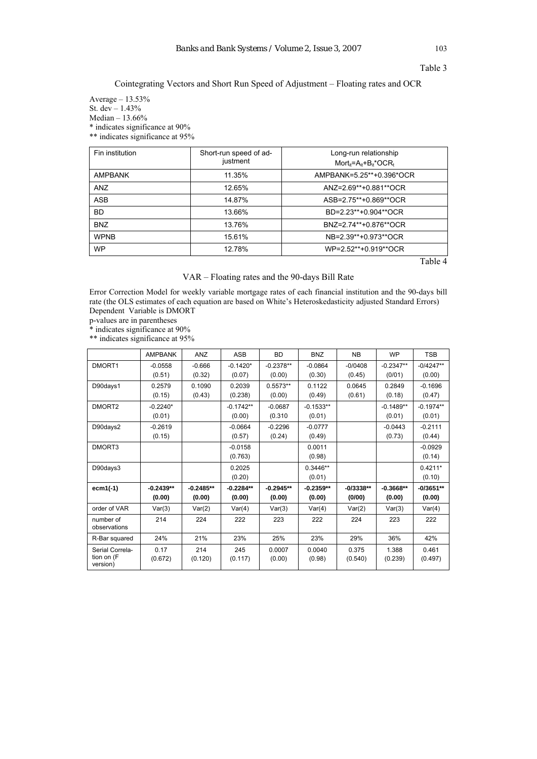Table 3

Cointegrating Vectors and Short Run Speed of Adjustment – Floating rates and OCR

Average – 13.53%
St. dev – 1.43%
Median – 13.66%
\* indicates significance at 90%
\*\* indicates significance at 95%

| Fin institution | Short-run speed of adjustment | Long-run relationship $Mort_{it}=A_{it}+B_{it}*OCR_t$ |
|---|---|---|
| AMPBANK | 11.35% | AMPBANK=5.25\*\*+0.396\*OCR |
| ANZ | 12.65% | ANZ=2.69\*\*+0.881\*\*OCR |
| ASB | 14.87% | ASB=2.75\*\*+0.869\*\*OCR |
| BD | 13.66% | BD=2.23\*\*+0.904\*\*OCR |
| BNZ | 13.76% | BNZ=2.74\*\*+0.876\*\*OCR |
| WPNB | 15.61% | NB=2.39\*\*+0.973\*\*OCR |
| WP | 12.78% | WP=2.52\*\*+0.919\*\*OCR |

Table 4

VAR – Floating rates and the 90-days Bill Rate

Error Correction Model for weekly variable mortgage rates of each financial institution and the 90-days bill rate (the OLS estimates of each equation are based on White's Heteroskedasticity adjusted Standard Errors)
Dependent Variable is DMORT
p-values are in parentheses
\* indicates significance at 90%
\*\* indicates significance at 95%

| | AMPBANK | ANZ | ASB | BD | BNZ | NB | WP | TSB |
|---|---|---|---|---|---|---|---|---|
| DMORT1 | -0.0558 (0.51) | -0.666 (0.32) | -0.1420\* (0.07) | -0.2378\*\* (0.00) | -0.0864 (0.30) | -0/0408 (0.45) | -0.2347\*\* (0/01) | -0/4247\*\* (0.00) |
| D90days1 | 0.2579 (0.15) | 0.1090 (0.43) | 0.2039 (0.238) | 0.5573\*\* (0.00) | 0.1122 (0.49) | 0.0645 (0.61) | 0.2849 (0.18) | -0.1696 (0.47) |
| DMORT2 | -0.2240\* (0.01) | | -0.1742\*\* (0.00) | -0.0687 (0.310 | -0.1533\*\* (0.01) | | -0.1489\*\* (0.01) | -0.1974\*\* (0.01) |
| D90days2 | -0.2619 (0.15) | | -0.0664 (0.57) | -0.2296 (0.24) | -0.0777 (0.49) | | -0.0443 (0.73) | -0.2111 (0.44) |
| DMORT3 | | | -0.0158 (0.763) | | 0.0011 (0.98) | | | -0.0929 (0.14) |
| D90days3 | | | 0.2025 (0.20) | | 0.3446\*\* (0.01) | | | 0.4211\* (0.10) |
| **ecm1(-1)** | **-0.2439\*\* (0.00)** | **-0.2485\*\* (0.00)** | **-0.2284\*\* (0.00)** | **-0.2945\*\* (0.00)** | **-0.2359\*\* (0.00)** | **-0/3338\*\* (0/00)** | **-0.3668\*\* (0.00)** | **-0/3651\*\* (0.00)** |
| order of VAR | Var(3) | Var(2) | Var(4) | Var(3) | Var(4) | Var(2) | Var(3) | Var(4) |
| number of observations | 214 | 224 | 222 | 223 | 222 | 224 | 223 | 222 |
| R-Bar squared | 24% | 21% | 23% | 25% | 23% | 29% | 36% | 42% |
| Serial Correlation on (F version) | 0.17 (0.672) | 214 (0.120) | 245 (0.117) | 0.0007 (0.00) | 0.0040 (0.98) | 0.375 (0.540) | 1.388 (0.239) | 0.461 (0.497) |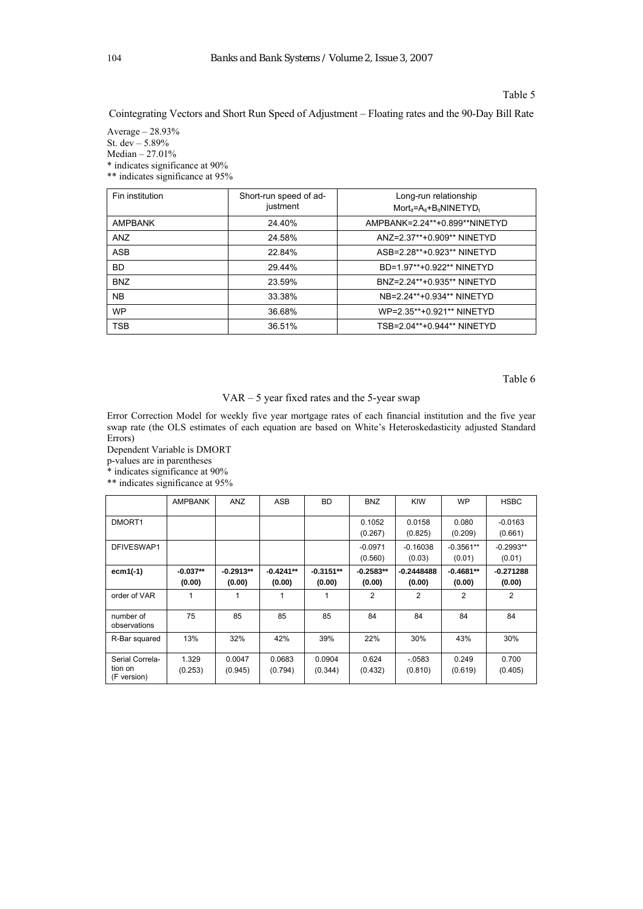Table 5

Cointegrating Vectors and Short Run Speed of Adjustment – Floating rates and the 90-Day Bill Rate

Average – 28.93%
St. dev – 5.89%
Median – 27.01%
\* indicates significance at 90%
\*\* indicates significance at 95%

| Fin institution | Short-run speed of adjustment | Long-run relationship $Mort_{it}=A_{it}+B_{it}NINETYD_t$ |
|---|---|---|
| AMPBANK | 24.40% | AMPBANK=2.24\*\*+0.899\*\*NINETYD |
| ANZ | 24.58% | ANZ=2.37\*\*+0.909\*\* NINETYD |
| ASB | 22.84% | ASB=2.28\*\*+0.923\*\* NINETYD |
| BD | 29.44% | BD=1.97\*\*+0.922\*\* NINETYD |
| BNZ | 23.59% | BNZ=2.24\*\*+0.935\*\* NINETYD |
| NB | 33.38% | NB=2.24\*\*+0.934\*\* NINETYD |
| WP | 36.68% | WP=2.35\*\*+0.921\*\* NINETYD |
| TSB | 36.51% | TSB=2.04\*\*+0.944\*\* NINETYD |

Table 6

VAR – 5 year fixed rates and the 5-year swap

Error Correction Model for weekly five year mortgage rates of each financial institution and the five year swap rate (the OLS estimates of each equation are based on White's Heteroskedasticity adjusted Standard Errors)
Dependent Variable is DMORT
p-values are in parentheses
\* indicates significance at 90%
\*\* indicates significance at 95%

| | AMPBANK | ANZ | ASB | BD | BNZ | KIW | WP | HSBC |
|---|---|---|---|---|---|---|---|---|
| DMORT1 | | | | | 0.1052 (0.267) | 0.0158 (0.825) | 0.080 (0.209) | -0.0163 (0.661) |
| DFIVESWAP1 | | | | | -0.0971 (0.560) | -0.16038 (0.03) | -0.3561\*\* (0.01) | -0.2993\*\* (0.01) |
| **ecm1(-1)** | **-0.037\*\* (0.00)** | **-0.2913\*\* (0.00)** | **-0.4241\*\* (0.00)** | **-0.3151\*\* (0.00)** | **-0.2583\*\* (0.00)** | **-0.2448488 (0.00)** | **-0.4681\*\* (0.00)** | **-0.271288 (0.00)** |
| order of VAR | 1 | 1 | 1 | 1 | 2 | 2 | 2 | 2 |
| number of observations | 75 | 85 | 85 | 85 | 84 | 84 | 84 | 84 |
| R-Bar squared | 13% | 32% | 42% | 39% | 22% | 30% | 43% | 30% |
| Serial Correlation on (F version) | 1.329 (0.253) | 0.0047 (0.945) | 0.0683 (0.794) | 0.0904 (0.344) | 0.624 (0.432) | -.0583 (0.810) | 0.249 (0.619) | 0.700 (0.405) |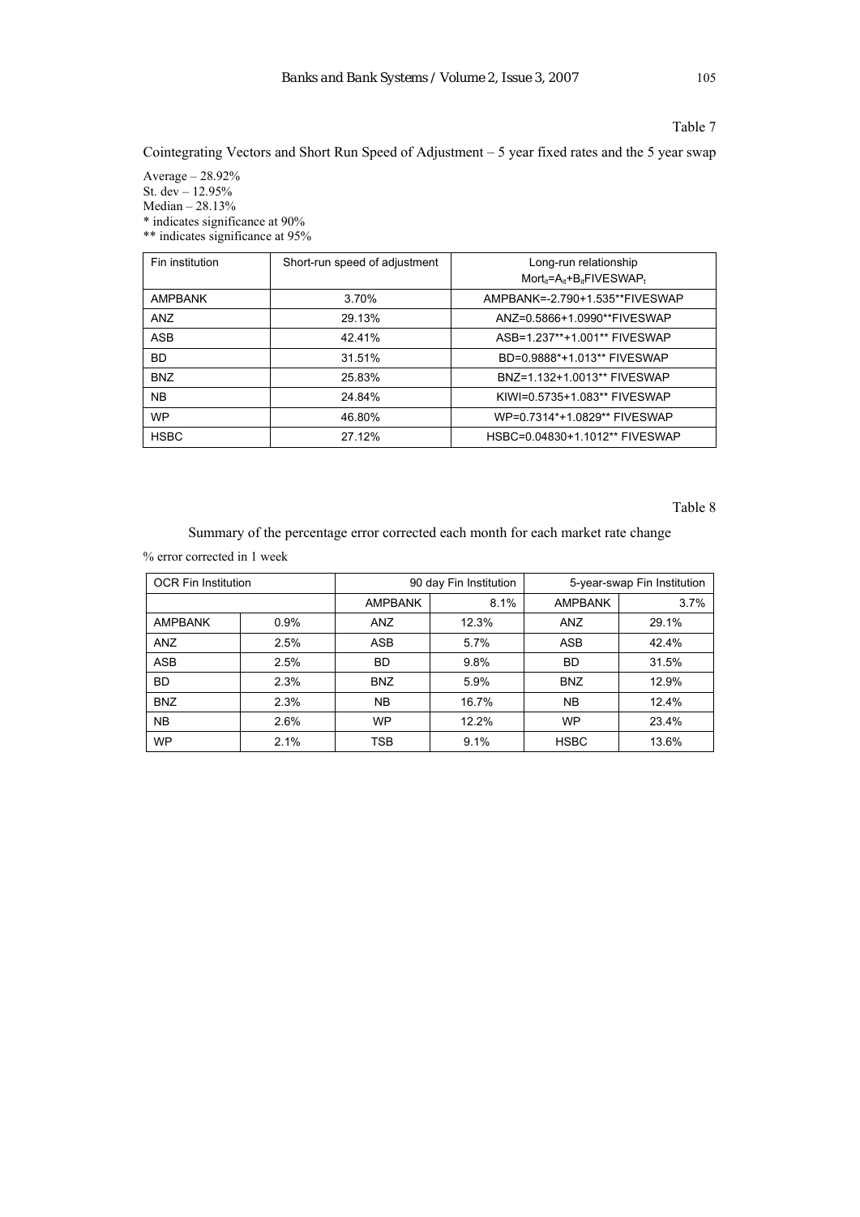Table 7

Cointegrating Vectors and Short Run Speed of Adjustment – 5 year fixed rates and the 5 year swap

Average – 28.92%
St. dev – 12.95%
Median – 28.13%
* indicates significance at 90%
** indicates significance at 95%

| Fin institution | Short-run speed of adjustment | Long-run relationship $Mort_{it}=A_{it}+B_{it}FIVESWAP_t$ |
|---|---|---|
| AMPBANK | 3.70% | AMPBANK=-2.790+1.535**FIVESWAP |
| ANZ | 29.13% | ANZ=0.5866+1.0990**FIVESWAP |
| ASB | 42.41% | ASB=1.237**+1.001** FIVESWAP |
| BD | 31.51% | BD=0.9888*+1.013** FIVESWAP |
| BNZ | 25.83% | BNZ=1.132+1.0013** FIVESWAP |
| NB | 24.84% | KIWI=0.5735+1.083** FIVESWAP |
| WP | 46.80% | WP=0.7314*+1.0829** FIVESWAP |
| HSBC | 27.12% | HSBC=0.04830+1.1012** FIVESWAP |

Table 8

Summary of the percentage error corrected each month for each market rate change

% error corrected in 1 week

| OCR Fin Institution | | 90 day Fin Institution | | 5-year-swap Fin Institution | |
|---|---|---|---|---|---|
| | | AMPBANK | 8.1% | AMPBANK | 3.7% |
| AMPBANK | 0.9% | ANZ | 12.3% | ANZ | 29.1% |
| ANZ | 2.5% | ASB | 5.7% | ASB | 42.4% |
| ASB | 2.5% | BD | 9.8% | BD | 31.5% |
| BD | 2.3% | BNZ | 5.9% | BNZ | 12.9% |
| BNZ | 2.3% | NB | 16.7% | NB | 12.4% |
| NB | 2.6% | WP | 12.2% | WP | 23.4% |
| WP | 2.1% | TSB | 9.1% | HSBC | 13.6% |